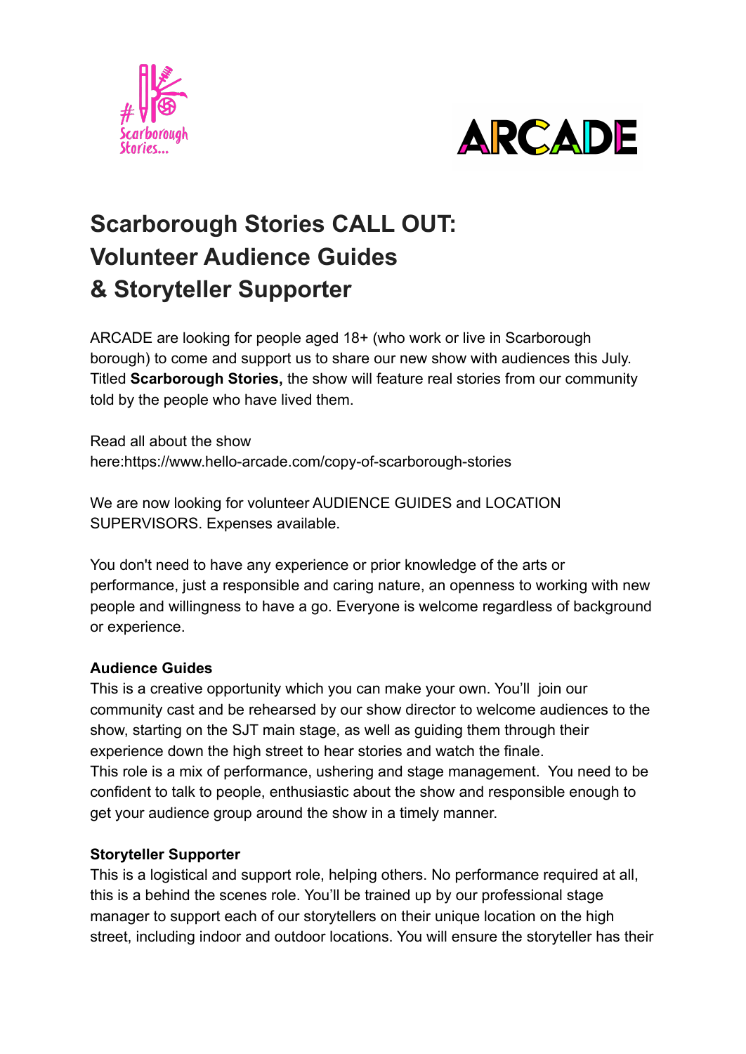# Scarborough Stories CALL OUT: Volunteer Audience Guides & Storyteller Supporter

ARCADE are looking for people aged 18+ (who work or live in Scarborough borough) to come and support us to share our new show with audiences this July. Titled **Scarborough Stories,** the show will feature real stories from our community told by the people who have lived them.

Read all about the show here:https://www.hello-arcade.com/copy-of-scarborough-stories

We are now looking for volunteer AUDIENCE GUIDES and LOCATION SUPERVISORS. Expenses available.

You don't need to have any experience or prior knowledge of the arts or performance, just a responsible and caring nature, an openness to working with new people and willingness to have a go. Everyone is welcome regardless of background or experience.

**Audience Guides**

This is a creative opportunity which you can make your own. You'll join our community cast and be rehearsed by our show director to welcome audiences to the show, starting on the SJT main stage, as well as guiding them through their experience down the high street to hear stories and watch the finale.
This role is a mix of performance, ushering and stage management. You need to be confident to talk to people, enthusiastic about the show and responsible enough to get your audience group around the show in a timely manner.

**Storyteller Supporter**

This is a logistical and support role, helping others. No performance required at all, this is a behind the scenes role. You'll be trained up by our professional stage manager to support each of our storytellers on their unique location on the high street, including indoor and outdoor locations. You will ensure the storyteller has their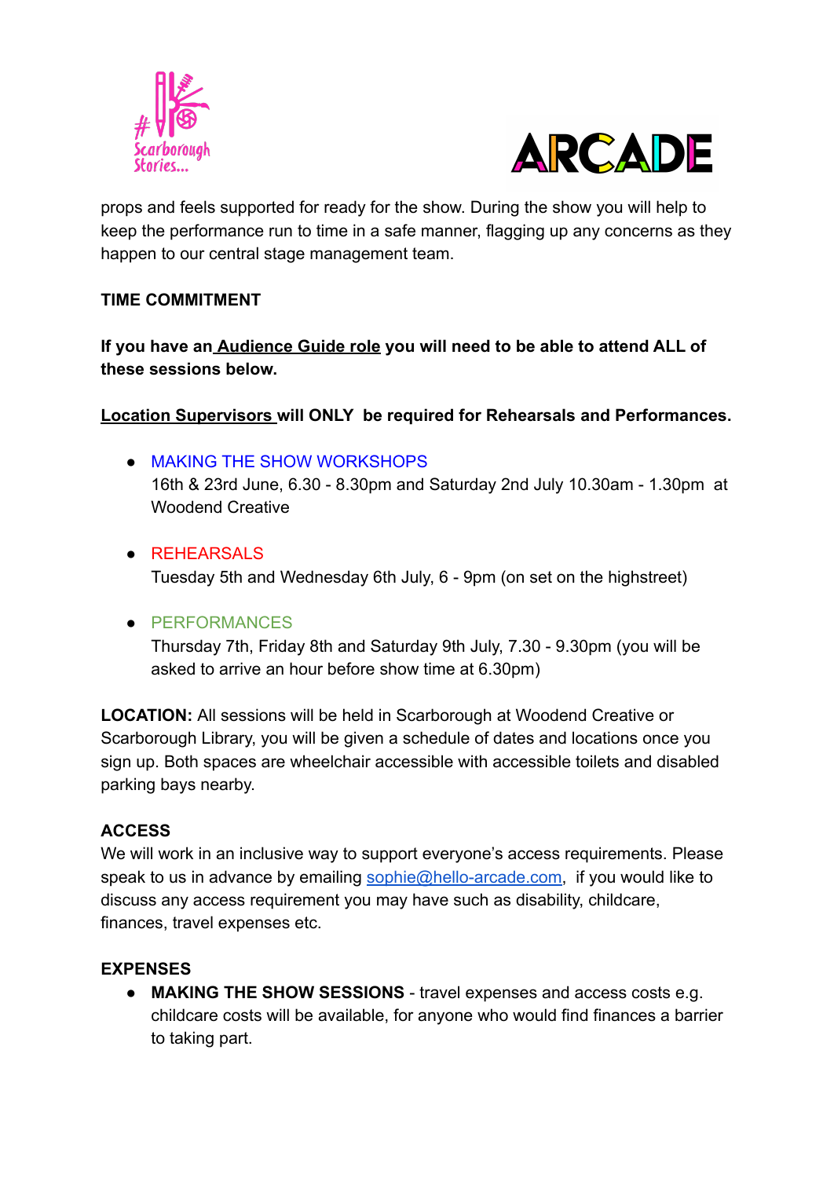props and feels supported for ready for the show. During the show you will help to keep the performance run to time in a safe manner, flagging up any concerns as they happen to our central stage management team.

**TIME COMMITMENT**

**If you have an Audience Guide role you will need to be able to attend ALL of these sessions below.**

**Location Supervisors will ONLY be required for Rehearsals and Performances.**

- MAKING THE SHOW WORKSHOPS
  16th & 23rd June, 6.30 - 8.30pm and Saturday 2nd July 10.30am - 1.30pm at Woodend Creative

- REHEARSALS
  Tuesday 5th and Wednesday 6th July, 6 - 9pm (on set on the highstreet)

- PERFORMANCES
  Thursday 7th, Friday 8th and Saturday 9th July, 7.30 - 9.30pm (you will be asked to arrive an hour before show time at 6.30pm)

**LOCATION:** All sessions will be held in Scarborough at Woodend Creative or Scarborough Library, you will be given a schedule of dates and locations once you sign up. Both spaces are wheelchair accessible with accessible toilets and disabled parking bays nearby.

**ACCESS**

We will work in an inclusive way to support everyone's access requirements. Please speak to us in advance by emailing sophie@hello-arcade.com, if you would like to discuss any access requirement you may have such as disability, childcare, finances, travel expenses etc.

**EXPENSES**

- **MAKING THE SHOW SESSIONS** - travel expenses and access costs e.g. childcare costs will be available, for anyone who would find finances a barrier to taking part.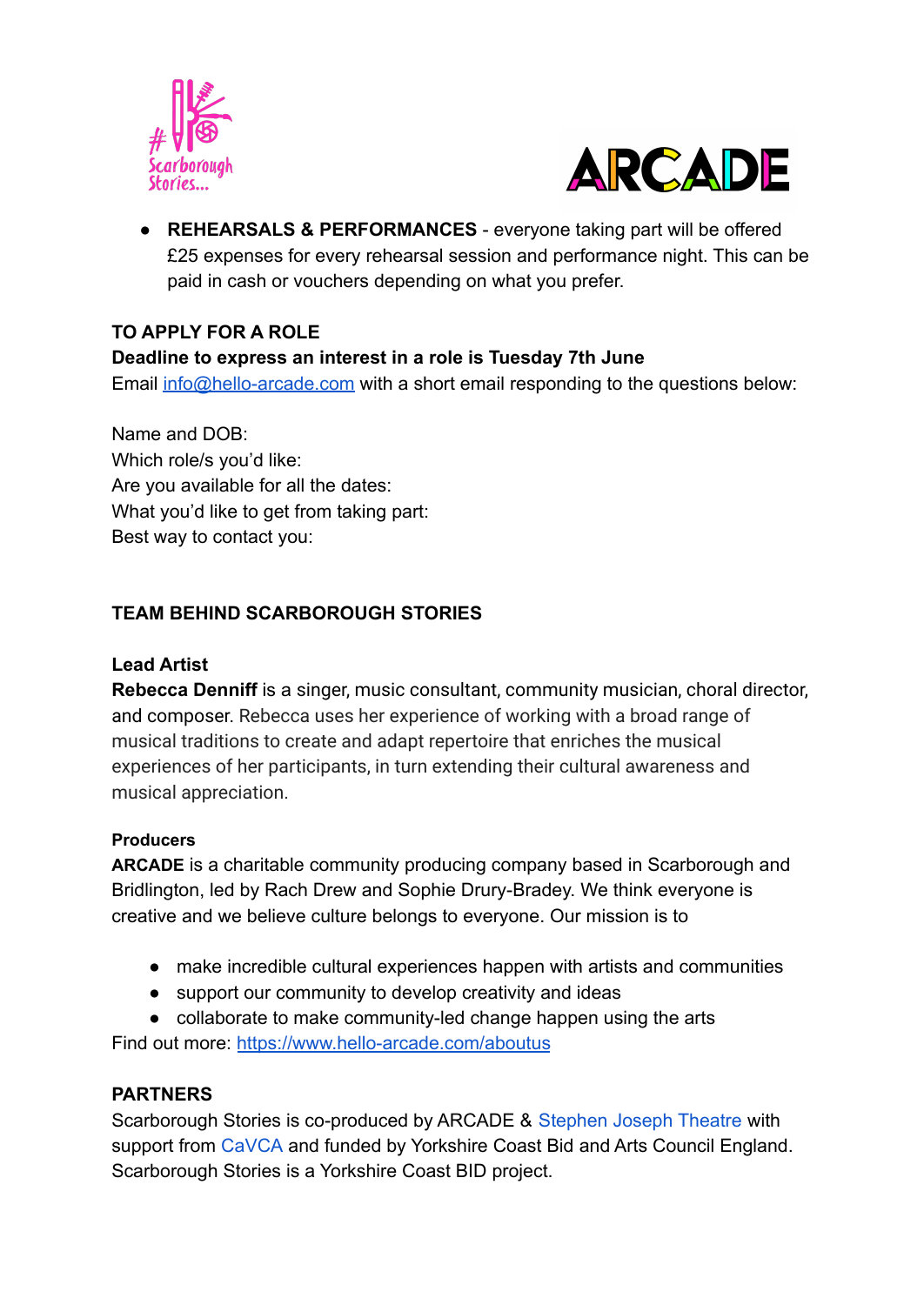- **REHEARSALS & PERFORMANCES** - everyone taking part will be offered £25 expenses for every rehearsal session and performance night. This can be paid in cash or vouchers depending on what you prefer.

## TO APPLY FOR A ROLE

**Deadline to express an interest in a role is Tuesday 7th June**

Email [info@hello-arcade.com](mailto:info@hello-arcade.com) with a short email responding to the questions below:

Name and DOB:
Which role/s you'd like:
Are you available for all the dates:
What you'd like to get from taking part:
Best way to contact you:

## TEAM BEHIND SCARBOROUGH STORIES

### Lead Artist

**Rebecca Denniff** is a singer, music consultant, community musician, choral director, and composer. Rebecca uses her experience of working with a broad range of musical traditions to create and adapt repertoire that enriches the musical experiences of her participants, in turn extending their cultural awareness and musical appreciation.

### Producers

**ARCADE** is a charitable community producing company based in Scarborough and Bridlington, led by Rach Drew and Sophie Drury-Bradey. We think everyone is creative and we believe culture belongs to everyone. Our mission is to

- make incredible cultural experiences happen with artists and communities
- support our community to develop creativity and ideas
- collaborate to make community-led change happen using the arts

Find out more: [https://www.hello-arcade.com/aboutus](https://www.hello-arcade.com/aboutus)

## PARTNERS

Scarborough Stories is co-produced by ARCADE & Stephen Joseph Theatre with support from CaVCA and funded by Yorkshire Coast Bid and Arts Council England. Scarborough Stories is a Yorkshire Coast BID project.